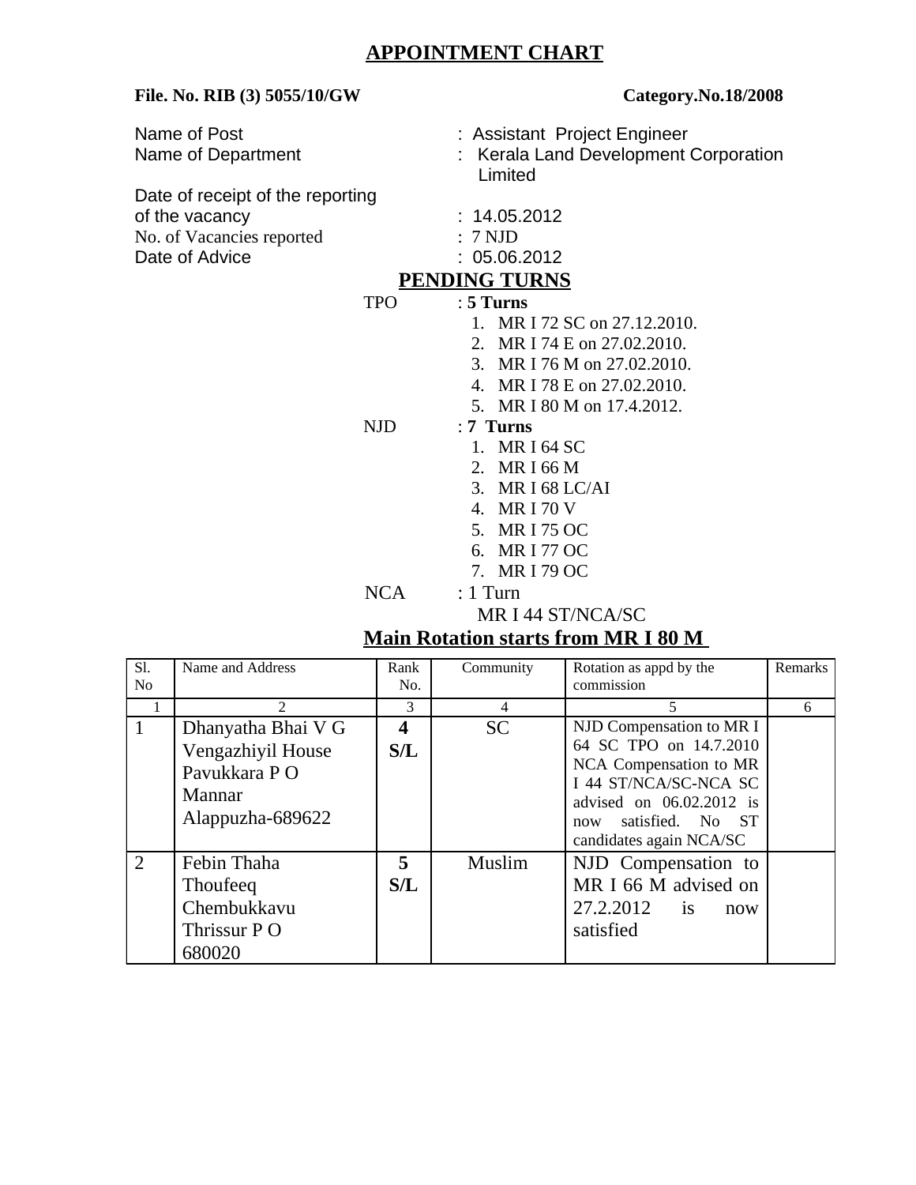# APPOINTMENT CHART

**File. No. RIB (3) 5055/10/GW** **Category.No.18/2008**

Name of Post : Assistant Project Engineer
Name of Department : Kerala Land Development Corporation Limited
Date of receipt of the reporting of the vacancy : 14.05.2012
No. of Vacancies reported : 7 NJD
Date of Advice : 05.06.2012

## PENDING TURNS

TPO : **5 Turns**

1. MR I 72 SC on 27.12.2010.
2. MR I 74 E on 27.02.2010.
3. MR I 76 M on 27.02.2010.
4. MR I 78 E on 27.02.2010.
5. MR I 80 M on 17.4.2012.

NJD : **7 Turns**

1. MR I 64 SC
2. MR I 66 M
3. MR I 68 LC/AI
4. MR I 70 V
5. MR I 75 OC
6. MR I 77 OC
7. MR I 79 OC

NCA : 1 Turn

MR I 44 ST/NCA/SC

## Main Rotation starts from MR I 80 M

| Sl. No | Name and Address | Rank No. | Community | Rotation as appd by the commission | Remarks |
|---|---|---|---|---|---|
| 1 | 2 | 3 | 4 | 5 | 6 |
| 1 | Dhanyatha Bhai V G<br>Vengazhiyil House<br>Pavukkara P O<br>Mannar<br>Alappuzha-689622 | **4 S/L** | SC | NJD Compensation to MR I 64 SC TPO on 14.7.2010 NCA Compensation to MR I 44 ST/NCA/SC-NCA SC advised on 06.02.2012 is now satisfied. No ST candidates again NCA/SC | |
| 2 | Febin Thaha<br>Thoufeeq<br>Chembukkavu<br>Thrissur P O<br>680020 | **5 S/L** | Muslim | NJD Compensation to MR I 66 M advised on 27.2.2012 is now satisfied | |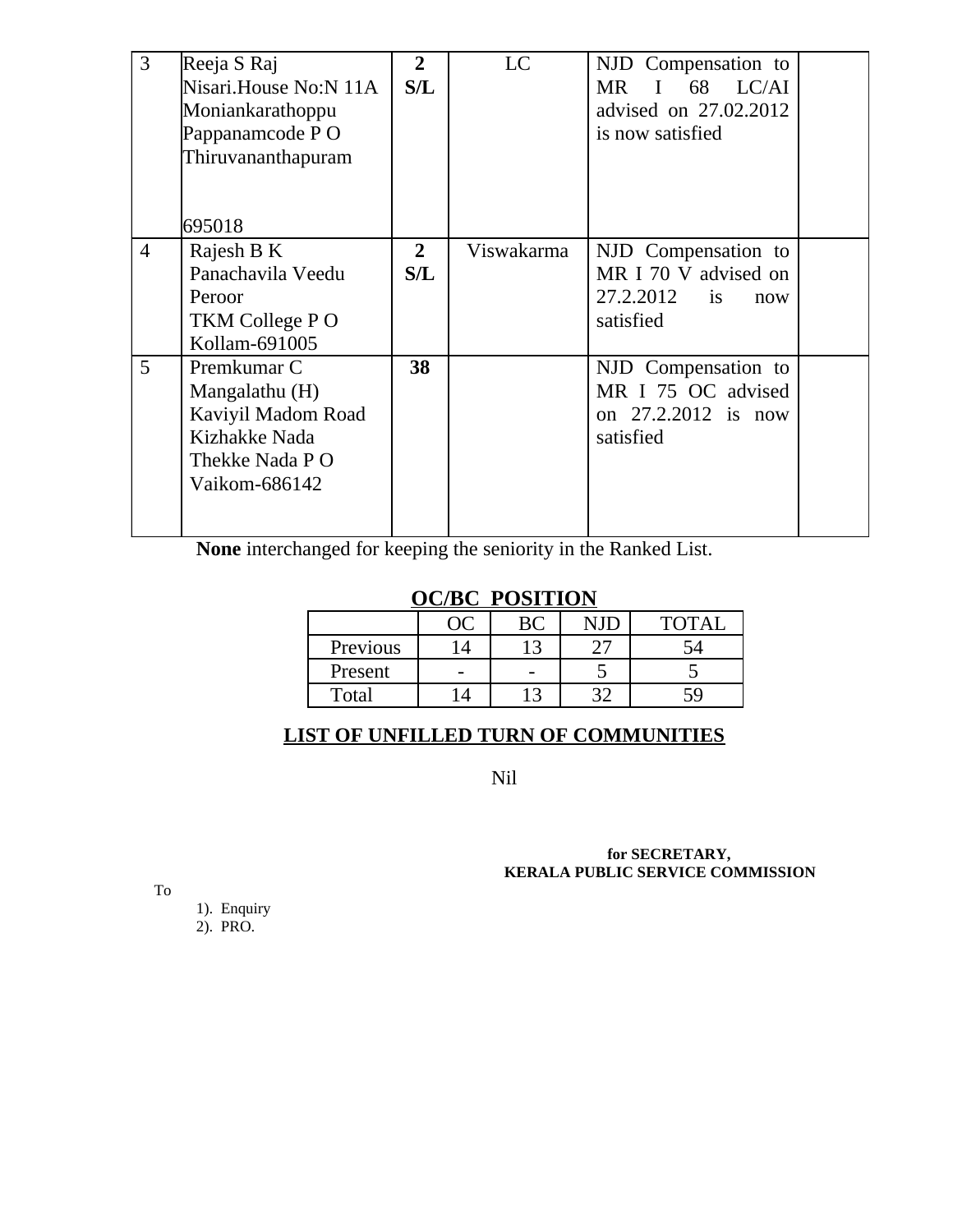| | | | | | |
|---|---|---|---|---|---|
| 3 | Reeja S Raj<br>Nisari.House No:N 11A<br>Moniankarathoppu<br>Pappanamcode P O<br>Thiruvananthapuram<br><br>695018 | **2 S/L** | LC | NJD Compensation to MR I 68 LC/AI advised on 27.02.2012 is now satisfied | |
| 4 | Rajesh B K<br>Panachavila Veedu<br>Peroor<br>TKM College P O<br>Kollam-691005 | **2 S/L** | Viswakarma | NJD Compensation to MR I 70 V advised on 27.2.2012 is now satisfied | |
| 5 | Premkumar C<br>Mangalathu (H)<br>Kaviyil Madom Road<br>Kizhakke Nada<br>Thekke Nada P O<br>Vaikom-686142 | **38** | | NJD Compensation to MR I 75 OC advised on 27.2.2012 is now satisfied | |

**None** interchanged for keeping the seniority in the Ranked List.

## OC/BC POSITION

| | OC | BC | NJD | TOTAL |
|---|---|---|---|---|
| Previous | 14 | 13 | 27 | 54 |
| Present | - | - | 5 | 5 |
| Total | 14 | 13 | 32 | 59 |

## LIST OF UNFILLED TURN OF COMMUNITIES

Nil

**for SECRETARY,**
**KERALA PUBLIC SERVICE COMMISSION**

To

1). Enquiry
2). PRO.